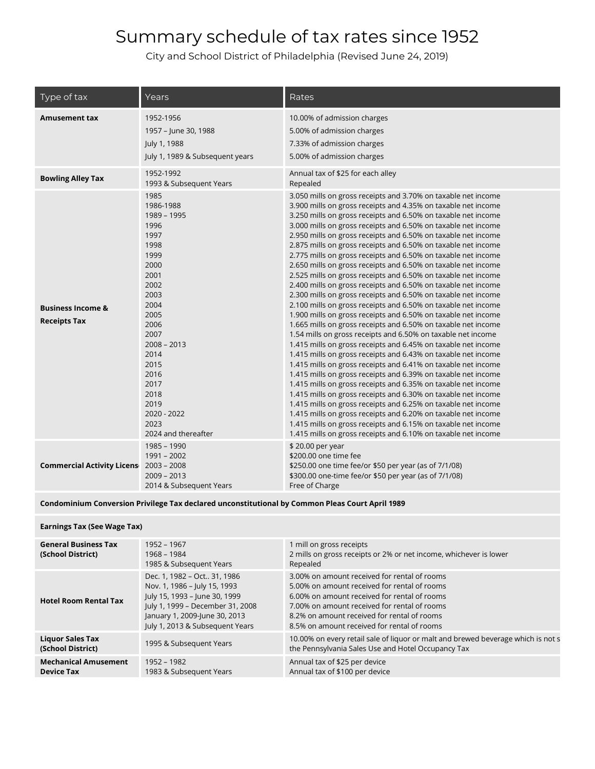# Summary schedule of tax rates since 1952

City and School District of Philadelphia (Revised June 24, 2019)

| Type of tax | Years | Rates |
|---|---|---|
| **Amusement tax** | 1952-1956 | 10.00% of admission charges |
| | 1957 – June 30, 1988 | 5.00% of admission charges |
| | July 1, 1988 | 7.33% of admission charges |
| | July 1, 1989 & Subsequent years | 5.00% of admission charges |
| **Bowling Alley Tax** | 1952-1992 | Annual tax of $25 for each alley |
| | 1993 & Subsequent Years | Repealed |
| **Business Income & Receipts Tax** | 1985 | 3.050 mills on gross receipts and 3.70% on taxable net income |
| | 1986-1988 | 3.900 mills on gross receipts and 4.35% on taxable net income |
| | 1989 – 1995 | 3.250 mills on gross receipts and 6.50% on taxable net income |
| | 1996 | 3.000 mills on gross receipts and 6.50% on taxable net income |
| | 1997 | 2.950 mills on gross receipts and 6.50% on taxable net income |
| | 1998 | 2.875 mills on gross receipts and 6.50% on taxable net income |
| | 1999 | 2.775 mills on gross receipts and 6.50% on taxable net income |
| | 2000 | 2.650 mills on gross receipts and 6.50% on taxable net income |
| | 2001 | 2.525 mills on gross receipts and 6.50% on taxable net income |
| | 2002 | 2.400 mills on gross receipts and 6.50% on taxable net income |
| | 2003 | 2.300 mills on gross receipts and 6.50% on taxable net income |
| | 2004 | 2.100 mills on gross receipts and 6.50% on taxable net income |
| | 2005 | 1.900 mills on gross receipts and 6.50% on taxable net income |
| | 2006 | 1.665 mills on gross receipts and 6.50% on taxable net income |
| | 2007 | 1.54 mills on gross receipts and 6.50% on taxable net income |
| | 2008 – 2013 | 1.415 mills on gross receipts and 6.45% on taxable net income |
| | 2014 | 1.415 mills on gross receipts and 6.43% on taxable net income |
| | 2015 | 1.415 mills on gross receipts and 6.41% on taxable net income |
| | 2016 | 1.415 mills on gross receipts and 6.39% on taxable net income |
| | 2017 | 1.415 mills on gross receipts and 6.35% on taxable net income |
| | 2018 | 1.415 mills on gross receipts and 6.30% on taxable net income |
| | 2019 | 1.415 mills on gross receipts and 6.25% on taxable net income |
| | 2020 - 2022 | 1.415 mills on gross receipts and 6.20% on taxable net income |
| | 2023 | 1.415 mills on gross receipts and 6.15% on taxable net income |
| | 2024 and thereafter | 1.415 mills on gross receipts and 6.10% on taxable net income |
| **Commercial Activity License** | 1985 – 1990 | $ 20.00 per year |
| | 1991 – 2002 | $200.00 one time fee |
| | 2003 – 2008 | $250.00 one time fee/or $50 per year (as of 7/1/08) |
| | 2009 – 2013 | $300.00 one-time fee/or $50 per year (as of 7/1/08) |
| | 2014 & Subsequent Years | Free of Charge |
| **Condominium Conversion Privilege Tax declared unconstitutional by Common Pleas Court April 1989** | | |
| **Earnings Tax (See Wage Tax)** | | |
| **General Business Tax (School District)** | 1952 – 1967 | 1 mill on gross receipts |
| | 1968 – 1984 | 2 mills on gross receipts or 2% or net income, whichever is lower |
| | 1985 & Subsequent Years | Repealed |
| **Hotel Room Rental Tax** | Dec. 1, 1982 – Oct.. 31, 1986 | 3.00% on amount received for rental of rooms |
| | Nov. 1, 1986 – July 15, 1993 | 5.00% on amount received for rental of rooms |
| | July 15, 1993 – June 30, 1999 | 6.00% on amount received for rental of rooms |
| | July 1, 1999 – December 31, 2008 | 7.00% on amount received for rental of rooms |
| | January 1, 2009-June 30, 2013 | 8.2% on amount received for rental of rooms |
| | July 1, 2013 & Subsequent Years | 8.5% on amount received for rental of rooms |
| **Liquor Sales Tax (School District)** | 1995 & Subsequent Years | 10.00% on every retail sale of liquor or malt and brewed beverage which is not s the Pennsylvania Sales Use and Hotel Occupancy Tax |
| **Mechanical Amusement Device Tax** | 1952 – 1982 | Annual tax of $25 per device |
| | 1983 & Subsequent Years | Annual tax of $100 per device |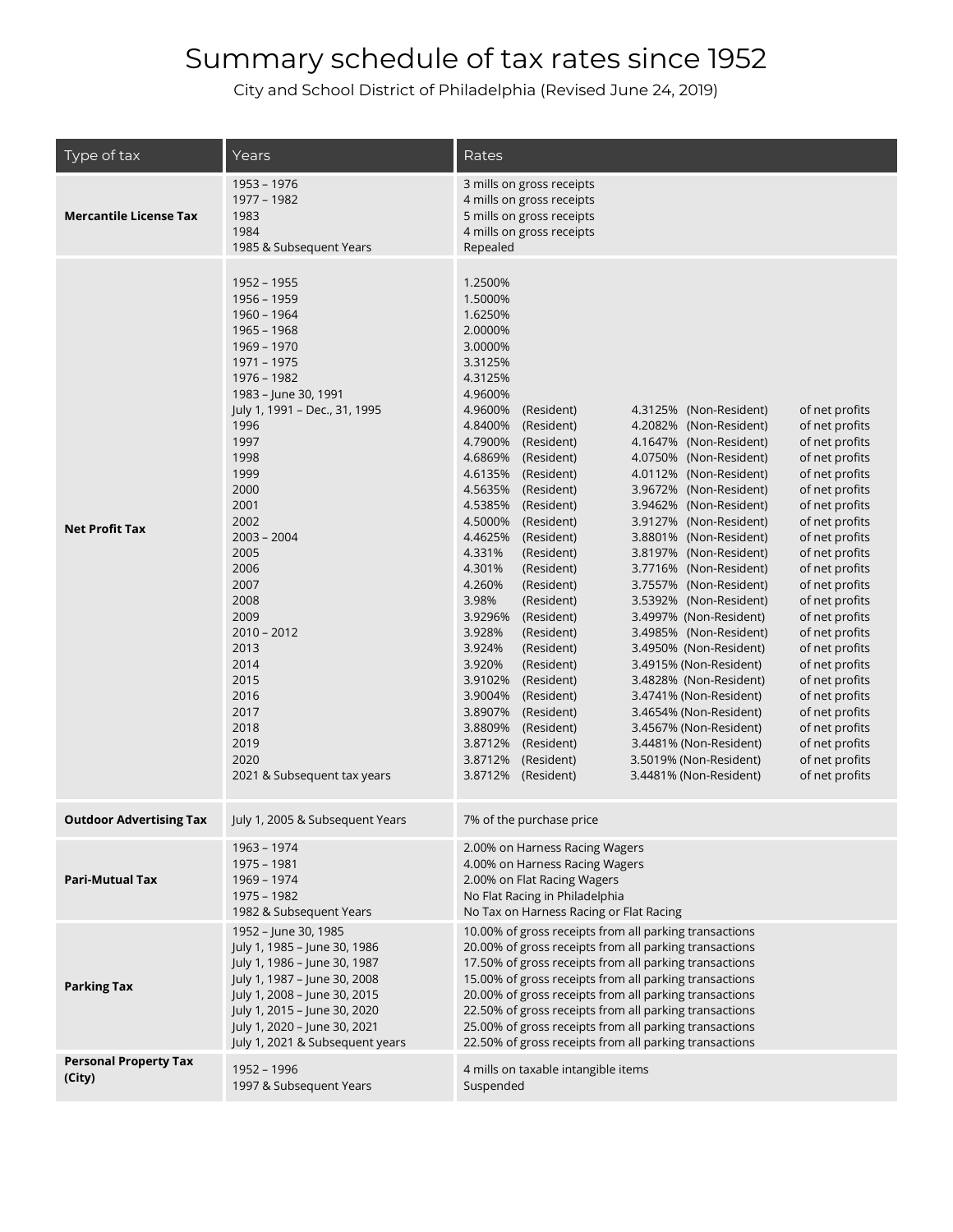# Summary schedule of tax rates since 1952

City and School District of Philadelphia (Revised June 24, 2019)

| Type of tax | Years | Rates |
|---|---|---|
| **Mercantile License Tax** | 1953 – 1976<br>1977 – 1982<br>1983<br>1984<br>1985 & Subsequent Years | 3 mills on gross receipts<br>4 mills on gross receipts<br>5 mills on gross receipts<br>4 mills on gross receipts<br>Repealed |
| **Net Profit Tax** | 1952 – 1955<br>1956 – 1959<br>1960 – 1964<br>1965 – 1968<br>1969 – 1970<br>1971 – 1975<br>1976 – 1982<br>1983 – June 30, 1991<br>July 1, 1991 – Dec., 31, 1995<br>1996<br>1997<br>1998<br>1999<br>2000<br>2001<br>2002<br>2003 – 2004<br>2005<br>2006<br>2007<br>2008<br>2009<br>2010 – 2012<br>2013<br>2014<br>2015<br>2016<br>2017<br>2018<br>2019<br>2020<br>2021 & Subsequent tax years | 1.2500%<br>1.5000%<br>1.6250%<br>2.0000%<br>3.0000%<br>3.3125%<br>4.3125%<br>4.9600%<br>4.9600% (Resident) 4.3125% (Non-Resident) of net profits<br>4.8400% (Resident) 4.2082% (Non-Resident) of net profits<br>4.7900% (Resident) 4.1647% (Non-Resident) of net profits<br>4.6869% (Resident) 4.0750% (Non-Resident) of net profits<br>4.6135% (Resident) 4.0112% (Non-Resident) of net profits<br>4.5635% (Resident) 3.9672% (Non-Resident) of net profits<br>4.5385% (Resident) 3.9462% (Non-Resident) of net profits<br>4.5000% (Resident) 3.9127% (Non-Resident) of net profits<br>4.4625% (Resident) 3.8801% (Non-Resident) of net profits<br>4.331% (Resident) 3.8197% (Non-Resident) of net profits<br>4.301% (Resident) 3.7716% (Non-Resident) of net profits<br>4.260% (Resident) 3.7557% (Non-Resident) of net profits<br>3.98% (Resident) 3.5392% (Non-Resident) of net profits<br>3.9296% (Resident) 3.4997% (Non-Resident) of net profits<br>3.928% (Resident) 3.4985% (Non-Resident) of net profits<br>3.924% (Resident) 3.4950% (Non-Resident) of net profits<br>3.920% (Resident) 3.4915% (Non-Resident) of net profits<br>3.9102% (Resident) 3.4828% (Non-Resident) of net profits<br>3.9004% (Resident) 3.4741% (Non-Resident) of net profits<br>3.8907% (Resident) 3.4654% (Non-Resident) of net profits<br>3.8809% (Resident) 3.4567% (Non-Resident) of net profits<br>3.8712% (Resident) 3.4481% (Non-Resident) of net profits<br>3.8712% (Resident) 3.5019% (Non-Resident) of net profits<br>3.8712% (Resident) 3.4481% (Non-Resident) of net profits |
| **Outdoor Advertising Tax** | July 1, 2005 & Subsequent Years | 7% of the purchase price |
| **Pari-Mutual Tax** | 1963 – 1974<br>1975 – 1981<br>1969 – 1974<br>1975 – 1982<br>1982 & Subsequent Years | 2.00% on Harness Racing Wagers<br>4.00% on Harness Racing Wagers<br>2.00% on Flat Racing Wagers<br>No Flat Racing in Philadelphia<br>No Tax on Harness Racing or Flat Racing |
| **Parking Tax** | 1952 – June 30, 1985<br>July 1, 1985 – June 30, 1986<br>July 1, 1986 – June 30, 1987<br>July 1, 1987 – June 30, 2008<br>July 1, 2008 – June 30, 2015<br>July 1, 2015 – June 30, 2020<br>July 1, 2020 – June 30, 2021<br>July 1, 2021 & Subsequent years | 10.00% of gross receipts from all parking transactions<br>20.00% of gross receipts from all parking transactions<br>17.50% of gross receipts from all parking transactions<br>15.00% of gross receipts from all parking transactions<br>20.00% of gross receipts from all parking transactions<br>22.50% of gross receipts from all parking transactions<br>25.00% of gross receipts from all parking transactions<br>22.50% of gross receipts from all parking transactions |
| **Personal Property Tax (City)** | 1952 – 1996<br>1997 & Subsequent Years | 4 mills on taxable intangible items<br>Suspended |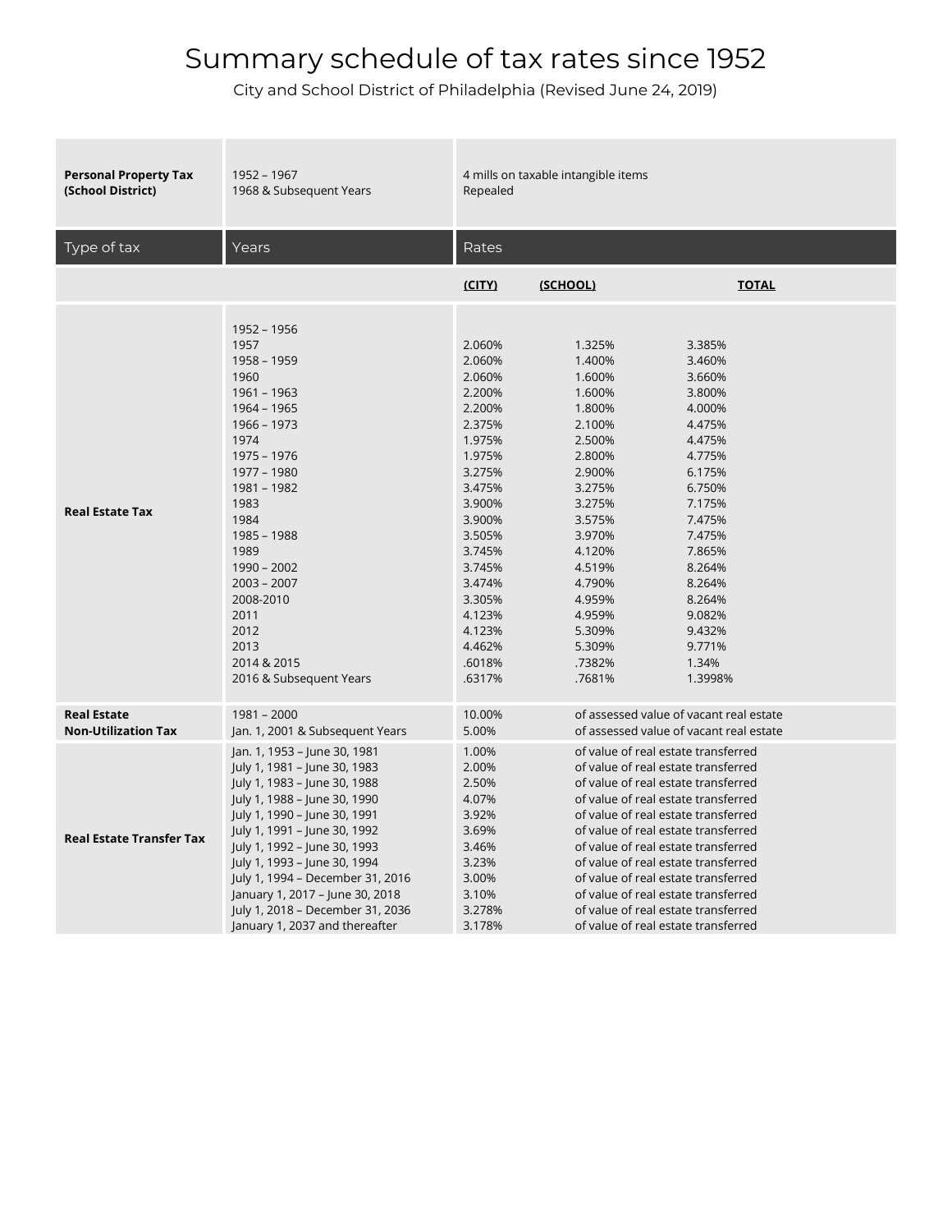# Summary schedule of tax rates since 1952

City and School District of Philadelphia (Revised June 24, 2019)

| | | |
|---|---|---|
| **Personal Property Tax (School District)** | 1952 – 1967<br>1968 & Subsequent Years | 4 mills on taxable intangible items<br>Repealed |

| Type of tax | Years | Rates | | |
|---|---|---|---|---|
| | | **(CITY)** | **(SCHOOL)** | **TOTAL** |
| **Real Estate Tax** | 1952 – 1956 | | | |
| | 1957 | 2.060% | 1.325% | 3.385% |
| | 1958 – 1959 | 2.060% | 1.400% | 3.460% |
| | 1960 | 2.060% | 1.600% | 3.660% |
| | 1961 – 1963 | 2.200% | 1.600% | 3.800% |
| | 1964 – 1965 | 2.200% | 1.800% | 4.000% |
| | 1966 – 1973 | 2.375% | 2.100% | 4.475% |
| | 1974 | 1.975% | 2.500% | 4.475% |
| | 1975 – 1976 | 1.975% | 2.800% | 4.775% |
| | 1977 – 1980 | 3.275% | 2.900% | 6.175% |
| | 1981 – 1982 | 3.475% | 3.275% | 6.750% |
| | 1983 | 3.900% | 3.275% | 7.175% |
| | 1984 | 3.900% | 3.575% | 7.475% |
| | 1985 – 1988 | 3.505% | 3.970% | 7.475% |
| | 1989 | 3.745% | 4.120% | 7.865% |
| | 1990 – 2002 | 3.745% | 4.519% | 8.264% |
| | 2003 – 2007 | 3.474% | 4.790% | 8.264% |
| | 2008-2010 | 3.305% | 4.959% | 8.264% |
| | 2011 | 4.123% | 4.959% | 9.082% |
| | 2012 | 4.123% | 5.309% | 9.432% |
| | 2013 | 4.462% | 5.309% | 9.771% |
| | 2014 & 2015 | .6018% | .7382% | 1.34% |
| | 2016 & Subsequent Years | .6317% | .7681% | 1.3998% |
| **Real Estate Non-Utilization Tax** | 1981 – 2000 | 10.00% | of assessed value of vacant real estate | |
| | Jan. 1, 2001 & Subsequent Years | 5.00% | of assessed value of vacant real estate | |
| **Real Estate Transfer Tax** | Jan. 1, 1953 – June 30, 1981 | 1.00% | of value of real estate transferred | |
| | July 1, 1981 – June 30, 1983 | 2.00% | of value of real estate transferred | |
| | July 1, 1983 – June 30, 1988 | 2.50% | of value of real estate transferred | |
| | July 1, 1988 – June 30, 1990 | 4.07% | of value of real estate transferred | |
| | July 1, 1990 – June 30, 1991 | 3.92% | of value of real estate transferred | |
| | July 1, 1991 – June 30, 1992 | 3.69% | of value of real estate transferred | |
| | July 1, 1992 – June 30, 1993 | 3.46% | of value of real estate transferred | |
| | July 1, 1993 – June 30, 1994 | 3.23% | of value of real estate transferred | |
| | July 1, 1994 – December 31, 2016 | 3.00% | of value of real estate transferred | |
| | January 1, 2017 – June 30, 2018 | 3.10% | of value of real estate transferred | |
| | July 1, 2018 – December 31, 2036 | 3.278% | of value of real estate transferred | |
| | January 1, 2037 and thereafter | 3.178% | of value of real estate transferred | |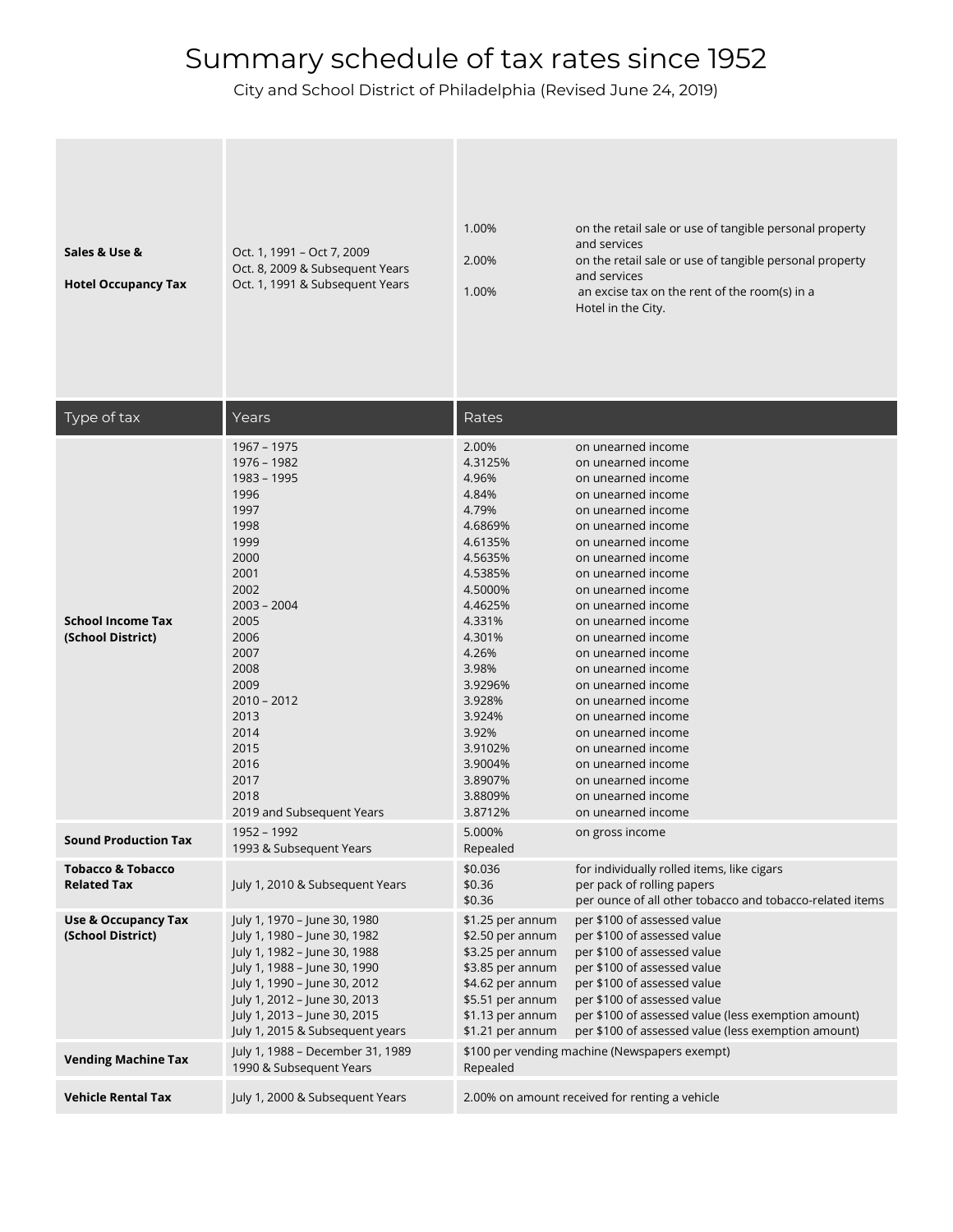# Summary schedule of tax rates since 1952

City and School District of Philadelphia (Revised June 24, 2019)

| Type of tax | Years | Rates | |
|---|---|---|---|
| **Sales & Use & Hotel Occupancy Tax** | Oct. 1, 1991 – Oct 7, 2009 | 1.00% | on the retail sale or use of tangible personal property and services |
| | Oct. 8, 2009 & Subsequent Years | 2.00% | on the retail sale or use of tangible personal property and services |
| | Oct. 1, 1991 & Subsequent Years | 1.00% | an excise tax on the rent of the room(s) in a Hotel in the City. |
| **School Income Tax (School District)** | 1967 – 1975 | 2.00% | on unearned income |
| | 1976 – 1982 | 4.3125% | on unearned income |
| | 1983 – 1995 | 4.96% | on unearned income |
| | 1996 | 4.84% | on unearned income |
| | 1997 | 4.79% | on unearned income |
| | 1998 | 4.6869% | on unearned income |
| | 1999 | 4.6135% | on unearned income |
| | 2000 | 4.5635% | on unearned income |
| | 2001 | 4.5385% | on unearned income |
| | 2002 | 4.5000% | on unearned income |
| | 2003 – 2004 | 4.4625% | on unearned income |
| | 2005 | 4.331% | on unearned income |
| | 2006 | 4.301% | on unearned income |
| | 2007 | 4.26% | on unearned income |
| | 2008 | 3.98% | on unearned income |
| | 2009 | 3.9296% | on unearned income |
| | 2010 – 2012 | 3.928% | on unearned income |
| | 2013 | 3.924% | on unearned income |
| | 2014 | 3.92% | on unearned income |
| | 2015 | 3.9102% | on unearned income |
| | 2016 | 3.9004% | on unearned income |
| | 2017 | 3.8907% | on unearned income |
| | 2018 | 3.8809% | on unearned income |
| | 2019 and Subsequent Years | 3.8712% | on unearned income |
| **Sound Production Tax** | 1952 – 1992 | 5.000% | on gross income |
| | 1993 & Subsequent Years | Repealed | |
| **Tobacco & Tobacco Related Tax** | July 1, 2010 & Subsequent Years | $0.036 | for individually rolled items, like cigars |
| | | $0.36 | per pack of rolling papers |
| | | $0.36 | per ounce of all other tobacco and tobacco-related items |
| **Use & Occupancy Tax (School District)** | July 1, 1970 – June 30, 1980 | $1.25 per annum | per $100 of assessed value |
| | July 1, 1980 – June 30, 1982 | $2.50 per annum | per $100 of assessed value |
| | July 1, 1982 – June 30, 1988 | $3.25 per annum | per $100 of assessed value |
| | July 1, 1988 – June 30, 1990 | $3.85 per annum | per $100 of assessed value |
| | July 1, 1990 – June 30, 2012 | $4.62 per annum | per $100 of assessed value |
| | July 1, 2012 – June 30, 2013 | $5.51 per annum | per $100 of assessed value |
| | July 1, 2013 – June 30, 2015 | $1.13 per annum | per $100 of assessed value (less exemption amount) |
| | July 1, 2015 & Subsequent years | $1.21 per annum | per $100 of assessed value (less exemption amount) |
| **Vending Machine Tax** | July 1, 1988 – December 31, 1989 | $100 per vending machine (Newspapers exempt) | |
| | 1990 & Subsequent Years | Repealed | |
| **Vehicle Rental Tax** | July 1, 2000 & Subsequent Years | 2.00% on amount received for renting a vehicle | |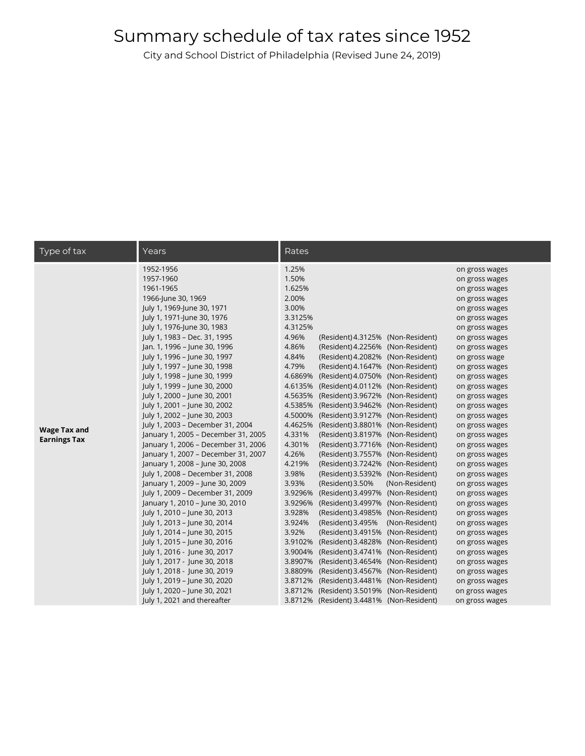# Summary schedule of tax rates since 1952

City and School District of Philadelphia (Revised June 24, 2019)

| Type of tax | Years | Rates | | | |
|---|---|---|---|---|---|
| **Wage Tax and Earnings Tax** | 1952-1956 | 1.25% | | | on gross wages |
| | 1957-1960 | 1.50% | | | on gross wages |
| | 1961-1965 | 1.625% | | | on gross wages |
| | 1966-June 30, 1969 | 2.00% | | | on gross wages |
| | July 1, 1969-June 30, 1971 | 3.00% | | | on gross wages |
| | July 1, 1971-June 30, 1976 | 3.3125% | | | on gross wages |
| | July 1, 1976-June 30, 1983 | 4.3125% | | | on gross wages |
| | July 1, 1983 – Dec. 31, 1995 | 4.96% | (Resident) 4.3125% | (Non-Resident) | on gross wages |
| | Jan. 1, 1996 – June 30, 1996 | 4.86% | (Resident) 4.2256% | (Non-Resident) | on gross wages |
| | July 1, 1996 – June 30, 1997 | 4.84% | (Resident) 4.2082% | (Non-Resident) | on gross wage |
| | July 1, 1997 – June 30, 1998 | 4.79% | (Resident) 4.1647% | (Non-Resident) | on gross wages |
| | July 1, 1998 – June 30, 1999 | 4.6869% | (Resident) 4.0750% | (Non-Resident) | on gross wages |
| | July 1, 1999 – June 30, 2000 | 4.6135% | (Resident) 4.0112% | (Non-Resident) | on gross wages |
| | July 1, 2000 – June 30, 2001 | 4.5635% | (Resident) 3.9672% | (Non-Resident) | on gross wages |
| | July 1, 2001 – June 30, 2002 | 4.5385% | (Resident) 3.9462% | (Non-Resident) | on gross wages |
| | July 1, 2002 – June 30, 2003 | 4.5000% | (Resident) 3.9127% | (Non-Resident) | on gross wages |
| | July 1, 2003 – December 31, 2004 | 4.4625% | (Resident) 3.8801% | (Non-Resident) | on gross wages |
| | January 1, 2005 – December 31, 2005 | 4.331% | (Resident) 3.8197% | (Non-Resident) | on gross wages |
| | January 1, 2006 – December 31, 2006 | 4.301% | (Resident) 3.7716% | (Non-Resident) | on gross wages |
| | January 1, 2007 – December 31, 2007 | 4.26% | (Resident) 3.7557% | (Non-Resident) | on gross wages |
| | January 1, 2008 – June 30, 2008 | 4.219% | (Resident) 3.7242% | (Non-Resident) | on gross wages |
| | July 1, 2008 – December 31, 2008 | 3.98% | (Resident) 3.5392% | (Non-Resident) | on gross wages |
| | January 1, 2009 – June 30, 2009 | 3.93% | (Resident) 3.50% | (Non-Resident) | on gross wages |
| | July 1, 2009 – December 31, 2009 | 3.9296% | (Resident) 3.4997% | (Non-Resident) | on gross wages |
| | January 1, 2010 – June 30, 2010 | 3.9296% | (Resident) 3.4997% | (Non-Resident) | on gross wages |
| | July 1, 2010 – June 30, 2013 | 3.928% | (Resident) 3.4985% | (Non-Resident) | on gross wages |
| | July 1, 2013 – June 30, 2014 | 3.924% | (Resident) 3.495% | (Non-Resident) | on gross wages |
| | July 1, 2014 – June 30, 2015 | 3.92% | (Resident) 3.4915% | (Non-Resident) | on gross wages |
| | July 1, 2015 – June 30, 2016 | 3.9102% | (Resident) 3.4828% | (Non-Resident) | on gross wages |
| | July 1, 2016 - June 30, 2017 | 3.9004% | (Resident) 3.4741% | (Non-Resident) | on gross wages |
| | July 1, 2017 - June 30, 2018 | 3.8907% | (Resident) 3.4654% | (Non-Resident) | on gross wages |
| | July 1, 2018 - June 30, 2019 | 3.8809% | (Resident) 3.4567% | (Non-Resident) | on gross wages |
| | July 1, 2019 – June 30, 2020 | 3.8712% | (Resident) 3.4481% | (Non-Resident) | on gross wages |
| | July 1, 2020 – June 30, 2021 | 3.8712% | (Resident) 3.5019% | (Non-Resident) | on gross wages |
| | July 1, 2021 and thereafter | 3.8712% | (Resident) 3.4481% | (Non-Resident) | on gross wages |